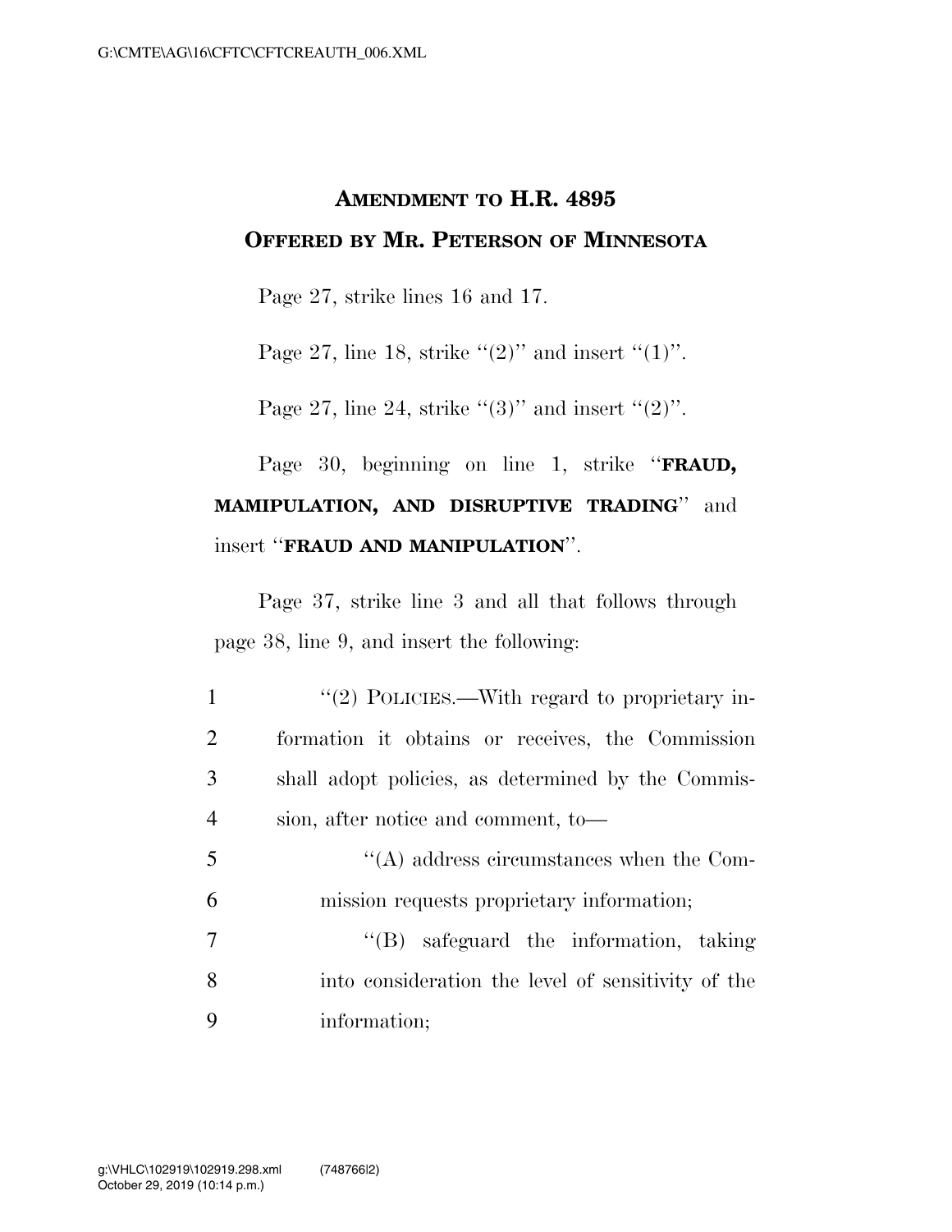# AMENDMENT TO H.R. 4895

## OFFERED BY MR. PETERSON OF MINNESOTA

Page 27, strike lines 16 and 17.

Page 27, line 18, strike "(2)" and insert "(1)".

Page 27, line 24, strike "(3)" and insert "(2)".

Page 30, beginning on line 1, strike "**FRAUD, MAMIPULATION, AND DISRUPTIVE TRADING**" and insert "**FRAUD AND MANIPULATION**".

Page 37, strike line 3 and all that follows through page 38, line 9, and insert the following:

1 "(2) POLICIES.—With regard to proprietary in-
2 formation it obtains or receives, the Commission
3 shall adopt policies, as determined by the Commis-
4 sion, after notice and comment, to—
5 "(A) address circumstances when the Com-
6 mission requests proprietary information;
7 "(B) safeguard the information, taking
8 into consideration the level of sensitivity of the
9 information;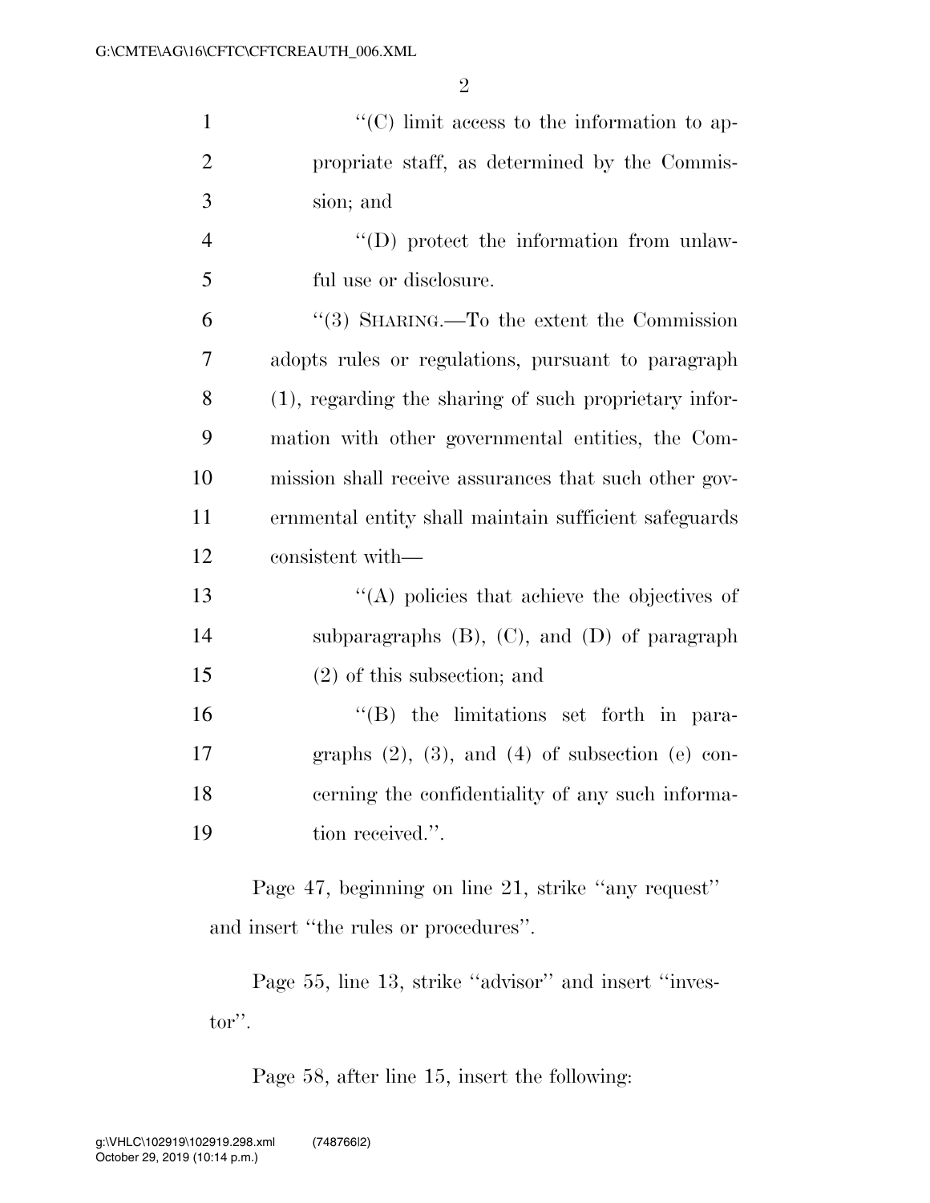''(C) limit access to the information to appropriate staff, as determined by the Commission; and

''(D) protect the information from unlawful use or disclosure.

''(3) SHARING.—To the extent the Commission adopts rules or regulations, pursuant to paragraph (1), regarding the sharing of such proprietary information with other governmental entities, the Commission shall receive assurances that such other governmental entity shall maintain sufficient safeguards consistent with—

''(A) policies that achieve the objectives of subparagraphs (B), (C), and (D) of paragraph (2) of this subsection; and

''(B) the limitations set forth in paragraphs (2), (3), and (4) of subsection (e) concerning the confidentiality of any such information received.''.

Page 47, beginning on line 21, strike ''any request'' and insert ''the rules or procedures''.

Page 55, line 13, strike ''advisor'' and insert ''investor''.

Page 58, after line 15, insert the following: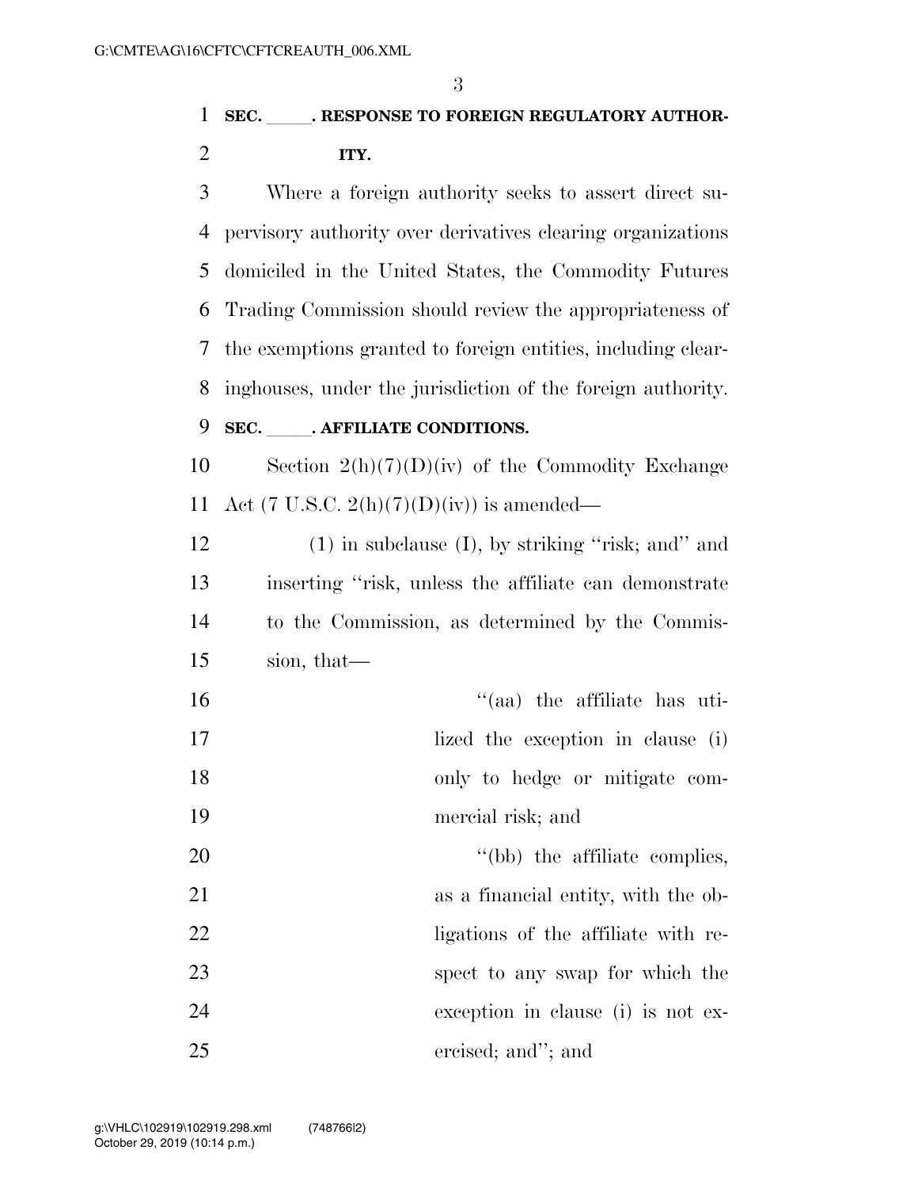**SEC. _____. RESPONSE TO FOREIGN REGULATORY AUTHORITY.**

Where a foreign authority seeks to assert direct supervisory authority over derivatives clearing organizations domiciled in the United States, the Commodity Futures Trading Commission should review the appropriateness of the exemptions granted to foreign entities, including clearinghouses, under the jurisdiction of the foreign authority.

**SEC. _____. AFFILIATE CONDITIONS.**

Section 2(h)(7)(D)(iv) of the Commodity Exchange Act (7 U.S.C. 2(h)(7)(D)(iv)) is amended—

(1) in subclause (I), by striking "risk; and" and inserting "risk, unless the affiliate can demonstrate to the Commission, as determined by the Commission, that—

"(aa) the affiliate has utilized the exception in clause (i) only to hedge or mitigate commercial risk; and

"(bb) the affiliate complies, as a financial entity, with the obligations of the affiliate with respect to any swap for which the exception in clause (i) is not exercised; and"; and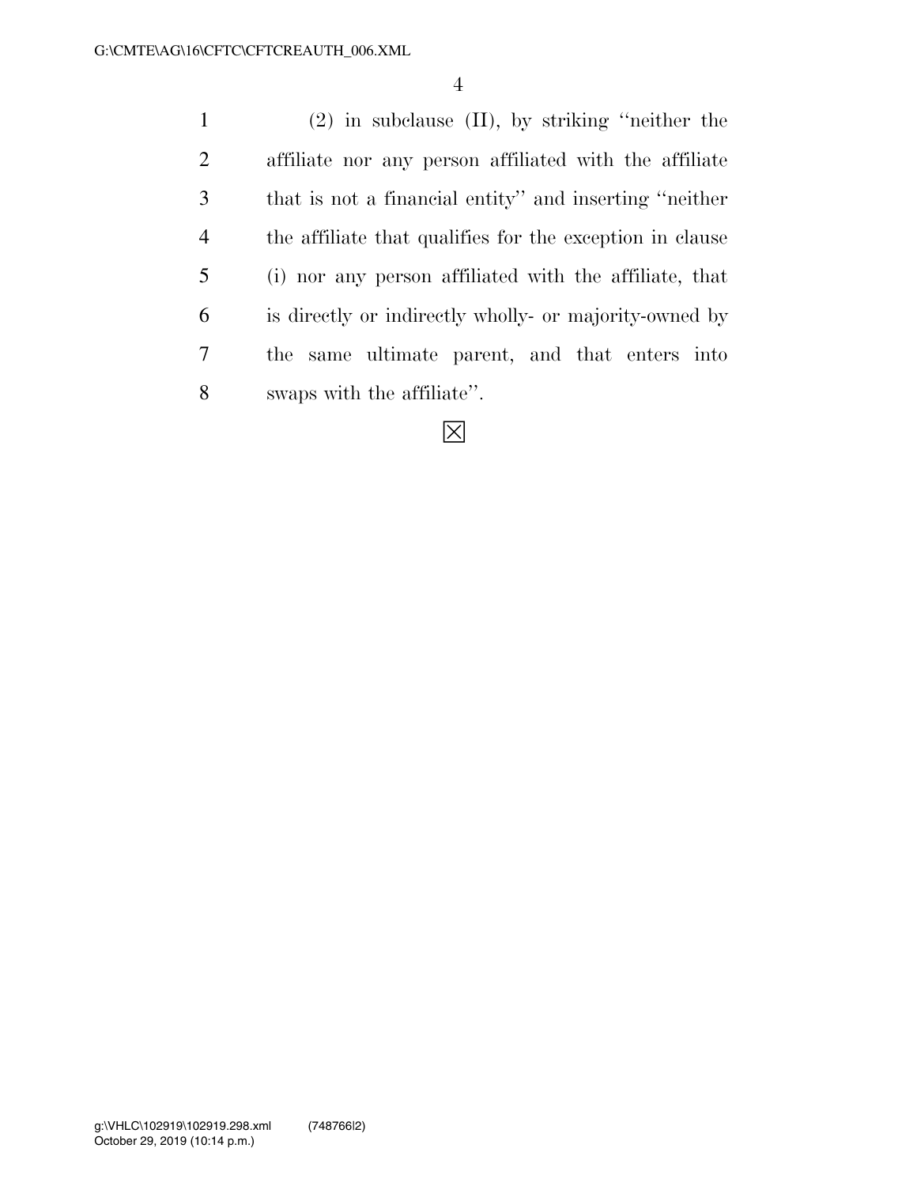(2) in subclause (II), by striking ''neither the affiliate nor any person affiliated with the affiliate that is not a financial entity'' and inserting ''neither the affiliate that qualifies for the exception in clause (i) nor any person affiliated with the affiliate, that is directly or indirectly wholly- or majority-owned by the same ultimate parent, and that enters into swaps with the affiliate''.

☒